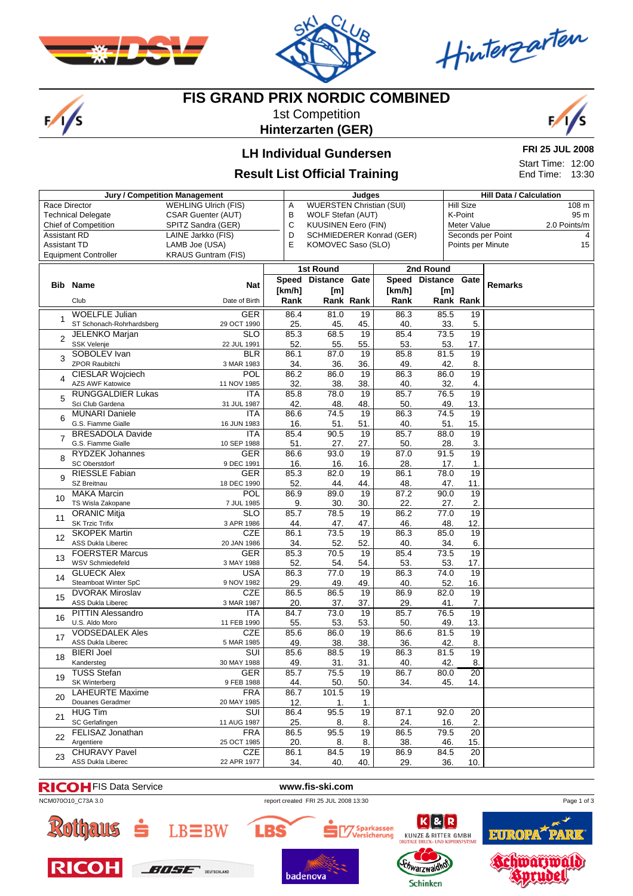# FIS GRAND PRIX NORDIC COMBINED

1st Competition

**Hinterzarten (GER)**

## LH Individual Gundersen

## Result List Official Training

**FRI 25 JUL 2008**

Start Time: 12:00
End Time: 13:30

| Jury / Competition Management | | Judges | | Hill Data / Calculation | |
|---|---|---|---|---|---|
| Race Director | WEHLING Ulrich (FIS) | A | WUERSTEN Christian (SUI) | Hill Size | 108 m |
| Technical Delegate | CSAR Guenter (AUT) | B | WOLF Stefan (AUT) | K-Point | 95 m |
| Chief of Competition | SPITZ Sandra (GER) | C | KUUSINEN Eero (FIN) | Meter Value | 2.0 Points/m |
| Assistant RD | LAINE Jarkko (FIS) | D | SCHMIEDERER Konrad (GER) | Seconds per Point | 4 |
| Assistant TD | LAMB Joe (USA) | E | KOMOVEC Saso (SLO) | Points per Minute | 15 |
| Equipment Controller | KRAUS Guntram (FIS) | | | | |

| Bib | Name / Club | Nat / Date of Birth | 1st Round Speed [km/h] / Rank | 1st Round Distance [m] / Rank | 1st Round Gate / Rank | 2nd Round Speed [km/h] / Rank | 2nd Round Distance [m] / Rank | 2nd Round Gate / Rank | Remarks |
|---|---|---|---|---|---|---|---|---|---|
| 1 | WOELFLE Julian<br>ST Schonach-Rohrhardsberg | GER<br>29 OCT 1990 | 86.4<br>25. | 81.0<br>45. | 19<br>45. | 86.3<br>40. | 85.5<br>33. | 19<br>5. | |
| 2 | JELENKO Marjan<br>SSK Velenje | SLO<br>22 JUL 1991 | 85.3<br>52. | 68.5<br>55. | 19<br>55. | 85.4<br>53. | 73.5<br>53. | 19<br>17. | |
| 3 | SOBOLEV Ivan<br>ZPOR Raubitchi | BLR<br>3 MAR 1983 | 86.1<br>34. | 87.0<br>36. | 19<br>36. | 85.8<br>49. | 81.5<br>42. | 19<br>8. | |
| 4 | CIESLAR Wojciech<br>AZS AWF Katowice | POL<br>11 NOV 1985 | 86.2<br>32. | 86.0<br>38. | 19<br>38. | 86.3<br>40. | 86.0<br>32. | 19<br>4. | |
| 5 | RUNGGALDIER Lukas<br>Sci Club Gardena | ITA<br>31 JUL 1987 | 85.8<br>42. | 78.0<br>48. | 19<br>48. | 85.7<br>50. | 76.5<br>49. | 19<br>13. | |
| 6 | MUNARI Daniele<br>G.S. Fiamme Gialle | ITA<br>16 JUN 1983 | 86.6<br>16. | 74.5<br>51. | 19<br>51. | 86.3<br>40. | 74.5<br>51. | 19<br>15. | |
| 7 | BRESADOLA Davide<br>G.S. Fiamme Gialle | ITA<br>10 SEP 1988 | 85.4<br>51. | 90.5<br>27. | 19<br>27. | 85.7<br>50. | 88.0<br>28. | 19<br>3. | |
| 8 | RYDZEK Johannes<br>SC Oberstdorf | GER<br>9 DEC 1991 | 86.6<br>16. | 93.0<br>16. | 19<br>16. | 87.0<br>28. | 91.5<br>17. | 19<br>1. | |
| 9 | RIESSLE Fabian<br>SZ Breitnau | GER<br>18 DEC 1990 | 85.3<br>52. | 82.0<br>44. | 19<br>44. | 86.1<br>48. | 78.0<br>47. | 19<br>11. | |
| 10 | MAKA Marcin<br>TS Wisla Zakopane | POL<br>7 JUL 1985 | 86.9<br>9. | 89.0<br>30. | 19<br>30. | 87.2<br>22. | 90.0<br>27. | 19<br>2. | |
| 11 | ORANIC Mitja<br>SK Trzic Trifix | SLO<br>3 APR 1986 | 85.7<br>44. | 78.5<br>47. | 19<br>47. | 86.2<br>46. | 77.0<br>48. | 19<br>12. | |
| 12 | SKOPEK Martin<br>ASS Dukla Liberec | CZE<br>20 JAN 1986 | 86.1<br>34. | 73.5<br>52. | 19<br>52. | 86.3<br>40. | 85.0<br>34. | 19<br>6. | |
| 13 | FOERSTER Marcus<br>WSV Schmiedefeld | GER<br>3 MAY 1988 | 85.3<br>52. | 70.5<br>54. | 19<br>54. | 85.4<br>53. | 73.5<br>53. | 19<br>17. | |
| 14 | GLUECK Alex<br>Steamboat Winter SpC | USA<br>9 NOV 1982 | 86.3<br>29. | 77.0<br>49. | 19<br>49. | 86.3<br>40. | 74.0<br>52. | 19<br>16. | |
| 15 | DVORAK Miroslav<br>ASS Dukla Liberec | CZE<br>3 MAR 1987 | 86.5<br>20. | 86.5<br>37. | 19<br>37. | 86.9<br>29. | 82.0<br>41. | 19<br>7. | |
| 16 | PITTIN Alessandro<br>U.S. Aldo Moro | ITA<br>11 FEB 1990 | 84.7<br>55. | 73.0<br>53. | 19<br>53. | 85.7<br>50. | 76.5<br>49. | 19<br>13. | |
| 17 | VODSEDALEK Ales<br>ASS Dukla Liberec | CZE<br>5 MAR 1985 | 85.6<br>49. | 86.0<br>38. | 19<br>38. | 86.6<br>36. | 81.5<br>42. | 19<br>8. | |
| 18 | BIERI Joel<br>Kandersteg | SUI<br>30 MAY 1988 | 85.6<br>49. | 88.5<br>31. | 19<br>31. | 86.3<br>40. | 81.5<br>42. | 19<br>8. | |
| 19 | TUSS Stefan<br>SK Winterberg | GER<br>9 FEB 1988 | 85.7<br>44. | 75.5<br>50. | 19<br>50. | 86.7<br>34. | 80.0<br>45. | 20<br>14. | |
| 20 | LAHEURTE Maxime<br>Douanes Geradmer | FRA<br>20 MAY 1985 | 86.7<br>12. | 101.5<br>1. | 19<br>1. | | | | |
| 21 | HUG Tim<br>SC Gerlafingen | SUI<br>11 AUG 1987 | 86.4<br>25. | 95.5<br>8. | 19<br>8. | 87.1<br>24. | 92.0<br>16. | 20<br>2. | |
| 22 | FELISAZ Jonathan<br>Argentiere | FRA<br>25 OCT 1985 | 86.5<br>20. | 95.5<br>8. | 19<br>8. | 86.5<br>38. | 79.5<br>46. | 20<br>15. | |
| 23 | CHURAVY Pavel<br>ASS Dukla Liberec | CZE<br>22 APR 1977 | 86.1<br>34. | 84.5<br>40. | 19<br>40. | 86.9<br>29. | 84.5<br>36. | 20<br>10. | |

RICOH FIS Data Service www.fis-ski.com

NCM070O10_C73A 3.0 report created FRI 25 JUL 2008 13:30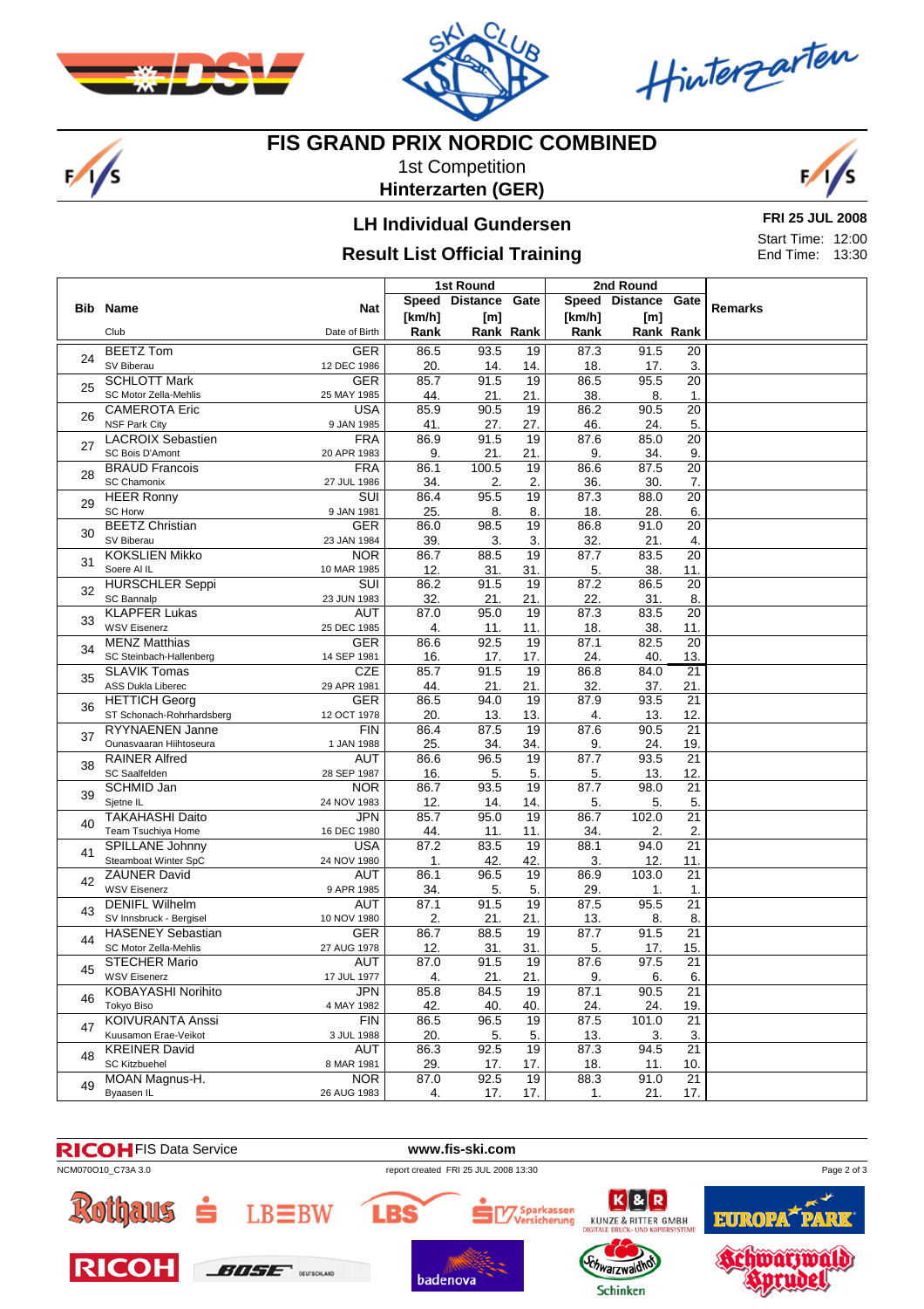# FIS GRAND PRIX NORDIC COMBINED

1st Competition

**Hinterzarten (GER)**

## LH Individual Gundersen

## Result List Official Training

**FRI 25 JUL 2008**

Start Time: 12:00
End Time: 13:30

| Bib | Name / Club | Nat / Date of Birth | 1st Round Speed [km/h] / Rank | 1st Round Distance [m] / Rank | 1st Round Gate / Rank | 2nd Round Speed [km/h] / Rank | 2nd Round Distance [m] / Rank | 2nd Round Gate / Rank | Remarks |
|---|---|---|---|---|---|---|---|---|---|
| 24 | BEETZ Tom<br>SV Biberau | GER<br>12 DEC 1986 | 86.5<br>20. | 93.5<br>14. | 19<br>14. | 87.3<br>18. | 91.5<br>17. | 20<br>3. | |
| 25 | SCHLOTT Mark<br>SC Motor Zella-Mehlis | GER<br>25 MAY 1985 | 85.7<br>44. | 91.5<br>21. | 19<br>21. | 86.5<br>38. | 95.5<br>8. | 20<br>1. | |
| 26 | CAMEROTA Eric<br>NSF Park City | USA<br>9 JAN 1985 | 85.9<br>41. | 90.5<br>27. | 19<br>27. | 86.2<br>46. | 90.5<br>24. | 20<br>5. | |
| 27 | LACROIX Sebastien<br>SC Bois D'Amont | FRA<br>20 APR 1983 | 86.9<br>9. | 91.5<br>21. | 19<br>21. | 87.6<br>9. | 85.0<br>34. | 20<br>9. | |
| 28 | BRAUD Francois<br>SC Chamonix | FRA<br>27 JUL 1986 | 86.1<br>34. | 100.5<br>2. | 19<br>2. | 86.6<br>36. | 87.5<br>30. | 20<br>7. | |
| 29 | HEER Ronny<br>SC Horw | SUI<br>9 JAN 1981 | 86.4<br>25. | 95.5<br>8. | 19<br>8. | 87.3<br>18. | 88.0<br>28. | 20<br>6. | |
| 30 | BEETZ Christian<br>SV Biberau | GER<br>23 JAN 1984 | 86.0<br>39. | 98.5<br>3. | 19<br>3. | 86.8<br>32. | 91.0<br>21. | 20<br>4. | |
| 31 | KOKSLIEN Mikko<br>Soere Al IL | NOR<br>10 MAR 1985 | 86.7<br>12. | 88.5<br>31. | 19<br>31. | 87.7<br>5. | 83.5<br>38. | 20<br>11. | |
| 32 | HURSCHLER Seppi<br>SC Bannalp | SUI<br>23 JUN 1983 | 86.2<br>32. | 91.5<br>21. | 19<br>21. | 87.2<br>22. | 86.5<br>31. | 20<br>8. | |
| 33 | KLAPFER Lukas<br>WSV Eisenerz | AUT<br>25 DEC 1985 | 87.0<br>4. | 95.0<br>11. | 19<br>11. | 87.3<br>18. | 83.5<br>38. | 20<br>11. | |
| 34 | MENZ Matthias<br>SC Steinbach-Hallenberg | GER<br>14 SEP 1981 | 86.6<br>16. | 92.5<br>17. | 19<br>17. | 87.1<br>24. | 82.5<br>40. | 20<br>13. | |
| 35 | SLAVIK Tomas<br>ASS Dukla Liberec | CZE<br>29 APR 1981 | 85.7<br>44. | 91.5<br>21. | 19<br>21. | 86.8<br>32. | 84.0<br>37. | 21<br>21. | |
| 36 | HETTICH Georg<br>ST Schonach-Rohrhardsberg | GER<br>12 OCT 1978 | 86.5<br>20. | 94.0<br>13. | 19<br>13. | 87.9<br>4. | 93.5<br>13. | 21<br>12. | |
| 37 | RYYNAENEN Janne<br>Ounasvaaran Hiihtoseura | FIN<br>1 JAN 1988 | 86.4<br>25. | 87.5<br>34. | 19<br>34. | 87.6<br>9. | 90.5<br>24. | 21<br>19. | |
| 38 | RAINER Alfred<br>SC Saalfelden | AUT<br>28 SEP 1987 | 86.6<br>16. | 96.5<br>5. | 19<br>5. | 87.7<br>5. | 93.5<br>13. | 21<br>12. | |
| 39 | SCHMID Jan<br>Sjetne IL | NOR<br>24 NOV 1983 | 86.7<br>12. | 93.5<br>14. | 19<br>14. | 87.7<br>5. | 98.0<br>5. | 21<br>5. | |
| 40 | TAKAHASHI Daito<br>Team Tsuchiya Home | JPN<br>16 DEC 1980 | 85.7<br>44. | 95.0<br>11. | 19<br>11. | 86.7<br>34. | 102.0<br>2. | 21<br>2. | |
| 41 | SPILLANE Johnny<br>Steamboat Winter SpC | USA<br>24 NOV 1980 | 87.2<br>1. | 83.5<br>42. | 19<br>42. | 88.1<br>3. | 94.0<br>12. | 21<br>11. | |
| 42 | ZAUNER David<br>WSV Eisenerz | AUT<br>9 APR 1985 | 86.1<br>34. | 96.5<br>5. | 19<br>5. | 86.9<br>29. | 103.0<br>1. | 21<br>1. | |
| 43 | DENIFL Wilhelm<br>SV Innsbruck - Bergisel | AUT<br>10 NOV 1980 | 87.1<br>2. | 91.5<br>21. | 19<br>21. | 87.5<br>13. | 95.5<br>8. | 21<br>8. | |
| 44 | HASENEY Sebastian<br>SC Motor Zella-Mehlis | GER<br>27 AUG 1978 | 86.7<br>12. | 88.5<br>31. | 19<br>31. | 87.7<br>5. | 91.5<br>17. | 21<br>15. | |
| 45 | STECHER Mario<br>WSV Eisenerz | AUT<br>17 JUL 1977 | 87.0<br>4. | 91.5<br>21. | 19<br>21. | 87.6<br>9. | 97.5<br>6. | 21<br>6. | |
| 46 | KOBAYASHI Norihito<br>Tokyo Biso | JPN<br>4 MAY 1982 | 85.8<br>42. | 84.5<br>40. | 19<br>40. | 87.1<br>24. | 90.5<br>24. | 21<br>19. | |
| 47 | KOIVURANTA Anssi<br>Kuusamon Erae-Veikot | FIN<br>3 JUL 1988 | 86.5<br>20. | 96.5<br>5. | 19<br>5. | 87.5<br>13. | 101.0<br>3. | 21<br>3. | |
| 48 | KREINER David<br>SC Kitzbuehel | AUT<br>8 MAR 1981 | 86.3<br>29. | 92.5<br>17. | 19<br>17. | 87.3<br>18. | 94.5<br>11. | 21<br>10. | |
| 49 | MOAN Magnus-H.<br>Byaasen IL | NOR<br>26 AUG 1983 | 87.0<br>4. | 92.5<br>17. | 19<br>17. | 88.3<br>1. | 91.0<br>21. | 21<br>17. | |

RICOH FIS Data Service www.fis-ski.com

NCM070O10_C73A 3.0 report created FRI 25 JUL 2008 13:30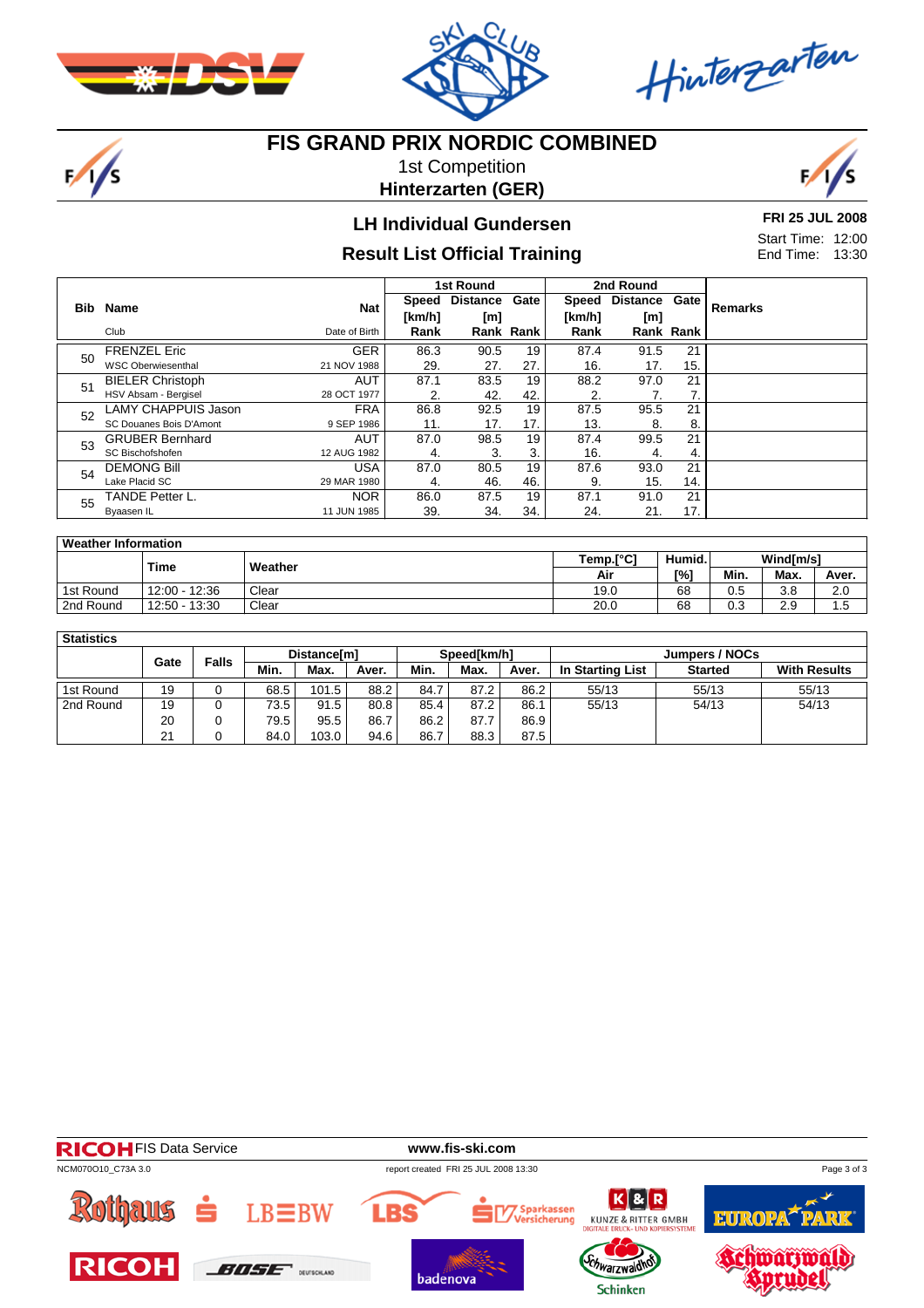# FIS GRAND PRIX NORDIC COMBINED

1st Competition

**Hinterzarten (GER)**

## LH Individual Gundersen

## Result List Official Training

**FRI 25 JUL 2008**

Start Time: 12:00
End Time: 13:30

| Bib | Name / Club | Nat / Date of Birth | 1st Round Speed [km/h] / Rank | 1st Round Distance [m] / Rank | 1st Round Gate / Rank | 2nd Round Speed [km/h] / Rank | 2nd Round Distance [m] / Rank | 2nd Round Gate / Rank | Remarks |
|---|---|---|---|---|---|---|---|---|---|
| 50 | FRENZEL Eric | GER | 86.3 | 90.5 | 19 | 87.4 | 91.5 | 21 | |
| | WSC Oberwiesenthal | 21 NOV 1988 | 29. | 27. | 27. | 16. | 17. | 15. | |
| 51 | BIELER Christoph | AUT | 87.1 | 83.5 | 19 | 88.2 | 97.0 | 21 | |
| | HSV Absam - Bergisel | 28 OCT 1977 | 2. | 42. | 42. | 2. | 7. | 7. | |
| 52 | LAMY CHAPPUIS Jason | FRA | 86.8 | 92.5 | 19 | 87.5 | 95.5 | 21 | |
| | SC Douanes Bois D'Amont | 9 SEP 1986 | 11. | 17. | 17. | 13. | 8. | 8. | |
| 53 | GRUBER Bernhard | AUT | 87.0 | 98.5 | 19 | 87.4 | 99.5 | 21 | |
| | SC Bischofshofen | 12 AUG 1982 | 4. | 3. | 3. | 16. | 4. | 4. | |
| 54 | DEMONG Bill | USA | 87.0 | 80.5 | 19 | 87.6 | 93.0 | 21 | |
| | Lake Placid SC | 29 MAR 1980 | 4. | 46. | 46. | 9. | 15. | 14. | |
| 55 | TANDE Petter L. | NOR | 86.0 | 87.5 | 19 | 87.1 | 91.0 | 21 | |
| | Byaasen IL | 11 JUN 1985 | 39. | 34. | 34. | 24. | 21. | 17. | |

**Weather Information**

| | Time | Weather | Temp.[°C] Air | Humid. [%] | Wind[m/s] Min. | Wind[m/s] Max. | Wind[m/s] Aver. |
|---|---|---|---|---|---|---|---|
| 1st Round | 12:00 - 12:36 | Clear | 19.0 | 68 | 0.5 | 3.8 | 2.0 |
| 2nd Round | 12:50 - 13:30 | Clear | 20.0 | 68 | 0.3 | 2.9 | 1.5 |

**Statistics**

| | Gate | Falls | Distance[m] Min. | Distance[m] Max. | Distance[m] Aver. | Speed[km/h] Min. | Speed[km/h] Max. | Speed[km/h] Aver. | Jumpers / NOCs In Starting List | Jumpers / NOCs Started | Jumpers / NOCs With Results |
|---|---|---|---|---|---|---|---|---|---|---|---|
| 1st Round | 19 | 0 | 68.5 | 101.5 | 88.2 | 84.7 | 87.2 | 86.2 | 55/13 | 55/13 | 55/13 |
| 2nd Round | 19 | 0 | 73.5 | 91.5 | 80.8 | 85.4 | 87.2 | 86.1 | 55/13 | 54/13 | 54/13 |
| | 20 | 0 | 79.5 | 95.5 | 86.7 | 86.2 | 87.7 | 86.9 | | | |
| | 21 | 0 | 84.0 | 103.0 | 94.6 | 86.7 | 88.3 | 87.5 | | | |

RICOH FIS Data Service www.fis-ski.com

NCM070O10_C73A 3.0 report created FRI 25 JUL 2008 13:30